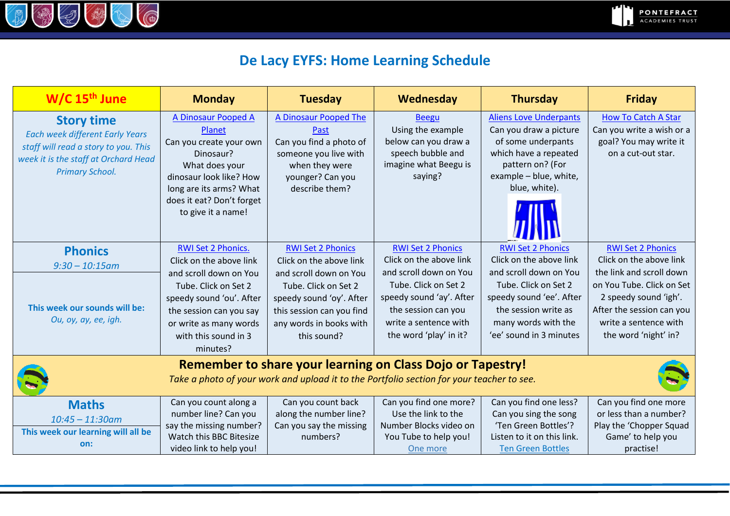# De Lacy EYFS: Home Learning Schedule

| W/C 15th June | Monday | Tuesday | Wednesday | Thursday | Friday |
|---|---|---|---|---|---|
| **Story time** *Each week different Early Years staff will read a story to you. This week it is the staff at Orchard Head Primary School.* | A Dinosaur Pooped A Planet Can you create your own Dinosaur? What does your dinosaur look like? How long are its arms? What does it eat? Don't forget to give it a name! | A Dinosaur Pooped The Past Can you find a photo of someone you live with when they were younger? Can you describe them? | Beegu Using the example below can you draw a speech bubble and imagine what Beegu is saying? | Aliens Love Underpants Can you draw a picture of some underpants which have a repeated pattern on? (For example – blue, white, blue, white). | How To Catch A Star Can you write a wish or a goal? You may write it on a cut-out star. |
| **Phonics** *9:30 – 10:15am* **This week our sounds will be:** *Ou, oy, ay, ee, igh.* | RWI Set 2 Phonics. Click on the above link and scroll down on You Tube. Click on Set 2 speedy sound 'ou'. After the session can you say or write as many words with this sound in 3 minutes? | RWI Set 2 Phonics Click on the above link and scroll down on You Tube. Click on Set 2 speedy sound 'oy'. After this session can you find any words in books with this sound? | RWI Set 2 Phonics Click on the above link and scroll down on You Tube. Click on Set 2 speedy sound 'ay'. After the session can you write a sentence with the word 'play' in it? | RWI Set 2 Phonics Click on the above link and scroll down on You Tube. Click on Set 2 speedy sound 'ee'. After the session write as many words with the 'ee' sound in 3 minutes | RWI Set 2 Phonics Click on the above link the link and scroll down on You Tube. Click on Set 2 speedy sound 'igh'. After the session can you write a sentence with the word 'night' in? |
| **Remember to share your learning on Class Dojo or Tapestry!** *Take a photo of your work and upload it to the Portfolio section for your teacher to see.* | | | | | |
| **Maths** *10:45 – 11:30am* **This week our learning will all be on:** | Can you count along a number line? Can you say the missing number? Watch this BBC Bitesize video link to help you! | Can you count back along the number line? Can you say the missing numbers? | Can you find one more? Use the link to the Number Blocks video on You Tube to help you! One more | Can you find one less? Can you sing the song 'Ten Green Bottles'? Listen to it on this link. Ten Green Bottles | Can you find one more or less than a number? Play the 'Chopper Squad Game' to help you practise! |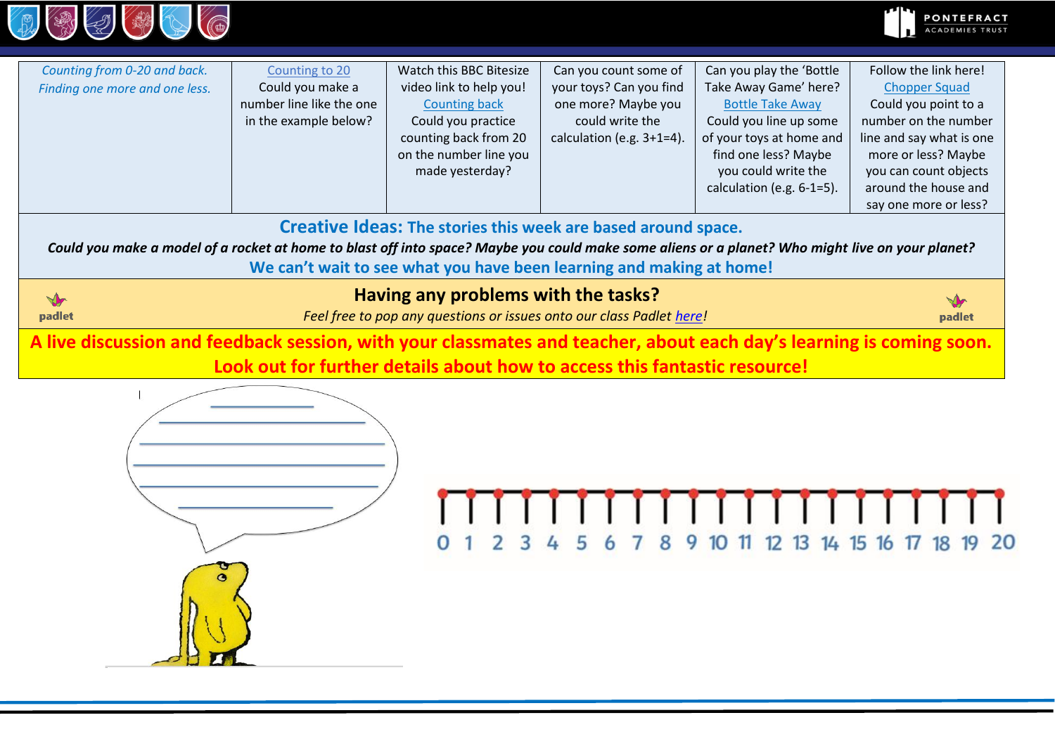| | | | | | |
|---|---|---|---|---|---|
| *Counting from 0-20 and back.* *Finding one more and one less.* | Counting to 20 Could you make a number line like the one in the example below? | Watch this BBC Bitesize video link to help you! Counting back Could you practice counting back from 20 on the number line you made yesterday? | Can you count some of your toys? Can you find one more? Maybe you could write the calculation (e.g. 3+1=4). | Can you play the 'Bottle Take Away Game' here? Bottle Take Away Could you line up some of your toys at home and find one less? Maybe you could write the calculation (e.g. 6-1=5). | Follow the link here! Chopper Squad Could you point to a number on the number line and say what is one more or less? Maybe you can count objects around the house and say one more or less? |

**Creative Ideas: The stories this week are based around space.**

***Could you make a model of a rocket at home to blast off into space? Maybe you could make some aliens or a planet? Who might live on your planet?***

**We can't wait to see what you have been learning and making at home!**

padlet

**Having any problems with the tasks?**

*Feel free to pop any questions or issues onto our class Padlet here!*

padlet

**A live discussion and feedback session, with your classmates and teacher, about each day's learning is coming soon. Look out for further details about how to access this fantastic resource!**

0 1 2 3 4 5 6 7 8 9 10 11 12 13 14 15 16 17 18 19 20